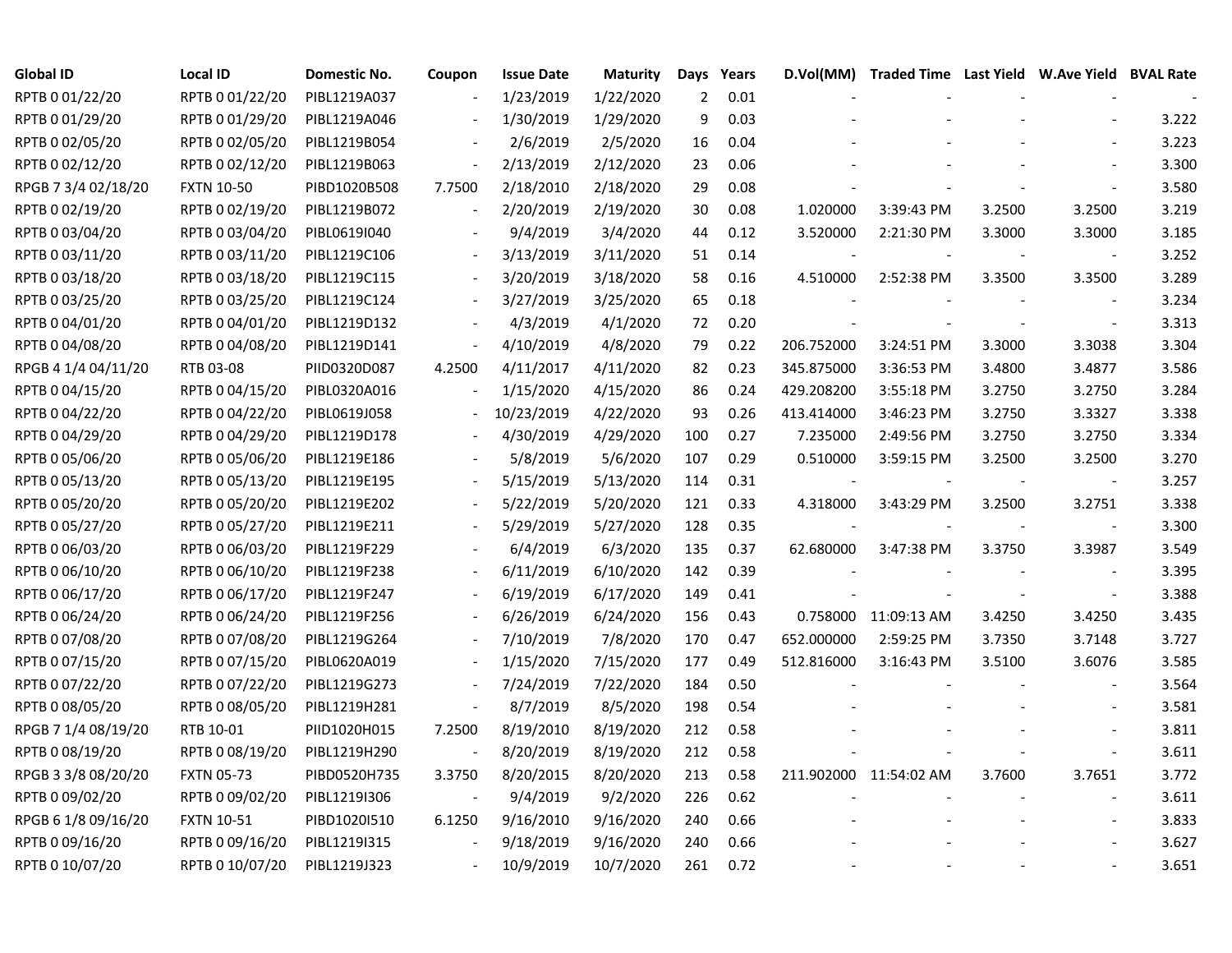| Global ID | Local ID | Domestic No. | Coupon | Issue Date | Maturity | Days | Years | D.Vol(MM) | Traded Time | Last Yield | W.Ave Yield | BVAL Rate |
|---|---|---|---|---|---|---|---|---|---|---|---|---|
| RPTB 0 01/22/20 | RPTB 0 01/22/20 | PIBL1219A037 | - | 1/23/2019 | 1/22/2020 | 2 | 0.01 | - | - | - | - | - |
| RPTB 0 01/29/20 | RPTB 0 01/29/20 | PIBL1219A046 | - | 1/30/2019 | 1/29/2020 | 9 | 0.03 | - | - | - | - | 3.222 |
| RPTB 0 02/05/20 | RPTB 0 02/05/20 | PIBL1219B054 | - | 2/6/2019 | 2/5/2020 | 16 | 0.04 | - | - | - | - | 3.223 |
| RPTB 0 02/12/20 | RPTB 0 02/12/20 | PIBL1219B063 | - | 2/13/2019 | 2/12/2020 | 23 | 0.06 | - | - | - | - | 3.300 |
| RPGB 7 3/4 02/18/20 | FXTN 10-50 | PIBD1020B508 | 7.7500 | 2/18/2010 | 2/18/2020 | 29 | 0.08 | - | - | - | - | 3.580 |
| RPTB 0 02/19/20 | RPTB 0 02/19/20 | PIBL1219B072 | - | 2/20/2019 | 2/19/2020 | 30 | 0.08 | 1.020000 | 3:39:43 PM | 3.2500 | 3.2500 | 3.219 |
| RPTB 0 03/04/20 | RPTB 0 03/04/20 | PIBL0619I040 | - | 9/4/2019 | 3/4/2020 | 44 | 0.12 | 3.520000 | 2:21:30 PM | 3.3000 | 3.3000 | 3.185 |
| RPTB 0 03/11/20 | RPTB 0 03/11/20 | PIBL1219C106 | - | 3/13/2019 | 3/11/2020 | 51 | 0.14 | - | - | - | - | 3.252 |
| RPTB 0 03/18/20 | RPTB 0 03/18/20 | PIBL1219C115 | - | 3/20/2019 | 3/18/2020 | 58 | 0.16 | 4.510000 | 2:52:38 PM | 3.3500 | 3.3500 | 3.289 |
| RPTB 0 03/25/20 | RPTB 0 03/25/20 | PIBL1219C124 | - | 3/27/2019 | 3/25/2020 | 65 | 0.18 | - | - | - | - | 3.234 |
| RPTB 0 04/01/20 | RPTB 0 04/01/20 | PIBL1219D132 | - | 4/3/2019 | 4/1/2020 | 72 | 0.20 | - | - | - | - | 3.313 |
| RPTB 0 04/08/20 | RPTB 0 04/08/20 | PIBL1219D141 | - | 4/10/2019 | 4/8/2020 | 79 | 0.22 | 206.752000 | 3:24:51 PM | 3.3000 | 3.3038 | 3.304 |
| RPGB 4 1/4 04/11/20 | RTB 03-08 | PIID0320D087 | 4.2500 | 4/11/2017 | 4/11/2020 | 82 | 0.23 | 345.875000 | 3:36:53 PM | 3.4800 | 3.4877 | 3.586 |
| RPTB 0 04/15/20 | RPTB 0 04/15/20 | PIBL0320A016 | - | 1/15/2020 | 4/15/2020 | 86 | 0.24 | 429.208200 | 3:55:18 PM | 3.2750 | 3.2750 | 3.284 |
| RPTB 0 04/22/20 | RPTB 0 04/22/20 | PIBL0619J058 | - | 10/23/2019 | 4/22/2020 | 93 | 0.26 | 413.414000 | 3:46:23 PM | 3.2750 | 3.3327 | 3.338 |
| RPTB 0 04/29/20 | RPTB 0 04/29/20 | PIBL1219D178 | - | 4/30/2019 | 4/29/2020 | 100 | 0.27 | 7.235000 | 2:49:56 PM | 3.2750 | 3.2750 | 3.334 |
| RPTB 0 05/06/20 | RPTB 0 05/06/20 | PIBL1219E186 | - | 5/8/2019 | 5/6/2020 | 107 | 0.29 | 0.510000 | 3:59:15 PM | 3.2500 | 3.2500 | 3.270 |
| RPTB 0 05/13/20 | RPTB 0 05/13/20 | PIBL1219E195 | - | 5/15/2019 | 5/13/2020 | 114 | 0.31 | - | - | - | - | 3.257 |
| RPTB 0 05/20/20 | RPTB 0 05/20/20 | PIBL1219E202 | - | 5/22/2019 | 5/20/2020 | 121 | 0.33 | 4.318000 | 3:43:29 PM | 3.2500 | 3.2751 | 3.338 |
| RPTB 0 05/27/20 | RPTB 0 05/27/20 | PIBL1219E211 | - | 5/29/2019 | 5/27/2020 | 128 | 0.35 | - | - | - | - | 3.300 |
| RPTB 0 06/03/20 | RPTB 0 06/03/20 | PIBL1219F229 | - | 6/4/2019 | 6/3/2020 | 135 | 0.37 | 62.680000 | 3:47:38 PM | 3.3750 | 3.3987 | 3.549 |
| RPTB 0 06/10/20 | RPTB 0 06/10/20 | PIBL1219F238 | - | 6/11/2019 | 6/10/2020 | 142 | 0.39 | - | - | - | - | 3.395 |
| RPTB 0 06/17/20 | RPTB 0 06/17/20 | PIBL1219F247 | - | 6/19/2019 | 6/17/2020 | 149 | 0.41 | - | - | - | - | 3.388 |
| RPTB 0 06/24/20 | RPTB 0 06/24/20 | PIBL1219F256 | - | 6/26/2019 | 6/24/2020 | 156 | 0.43 | 0.758000 | 11:09:13 AM | 3.4250 | 3.4250 | 3.435 |
| RPTB 0 07/08/20 | RPTB 0 07/08/20 | PIBL1219G264 | - | 7/10/2019 | 7/8/2020 | 170 | 0.47 | 652.000000 | 2:59:25 PM | 3.7350 | 3.7148 | 3.727 |
| RPTB 0 07/15/20 | RPTB 0 07/15/20 | PIBL0620A019 | - | 1/15/2020 | 7/15/2020 | 177 | 0.49 | 512.816000 | 3:16:43 PM | 3.5100 | 3.6076 | 3.585 |
| RPTB 0 07/22/20 | RPTB 0 07/22/20 | PIBL1219G273 | - | 7/24/2019 | 7/22/2020 | 184 | 0.50 | - | - | - | - | 3.564 |
| RPTB 0 08/05/20 | RPTB 0 08/05/20 | PIBL1219H281 | - | 8/7/2019 | 8/5/2020 | 198 | 0.54 | - | - | - | - | 3.581 |
| RPGB 7 1/4 08/19/20 | RTB 10-01 | PIID1020H015 | 7.2500 | 8/19/2010 | 8/19/2020 | 212 | 0.58 | - | - | - | - | 3.811 |
| RPTB 0 08/19/20 | RPTB 0 08/19/20 | PIBL1219H290 | - | 8/20/2019 | 8/19/2020 | 212 | 0.58 | - | - | - | - | 3.611 |
| RPGB 3 3/8 08/20/20 | FXTN 05-73 | PIBD0520H735 | 3.3750 | 8/20/2015 | 8/20/2020 | 213 | 0.58 | 211.902000 | 11:54:02 AM | 3.7600 | 3.7651 | 3.772 |
| RPTB 0 09/02/20 | RPTB 0 09/02/20 | PIBL1219I306 | - | 9/4/2019 | 9/2/2020 | 226 | 0.62 | - | - | - | - | 3.611 |
| RPGB 6 1/8 09/16/20 | FXTN 10-51 | PIBD1020I510 | 6.1250 | 9/16/2010 | 9/16/2020 | 240 | 0.66 | - | - | - | - | 3.833 |
| RPTB 0 09/16/20 | RPTB 0 09/16/20 | PIBL1219I315 | - | 9/18/2019 | 9/16/2020 | 240 | 0.66 | - | - | - | - | 3.627 |
| RPTB 0 10/07/20 | RPTB 0 10/07/20 | PIBL1219J323 | - | 10/9/2019 | 10/7/2020 | 261 | 0.72 | - | - | - | - | 3.651 |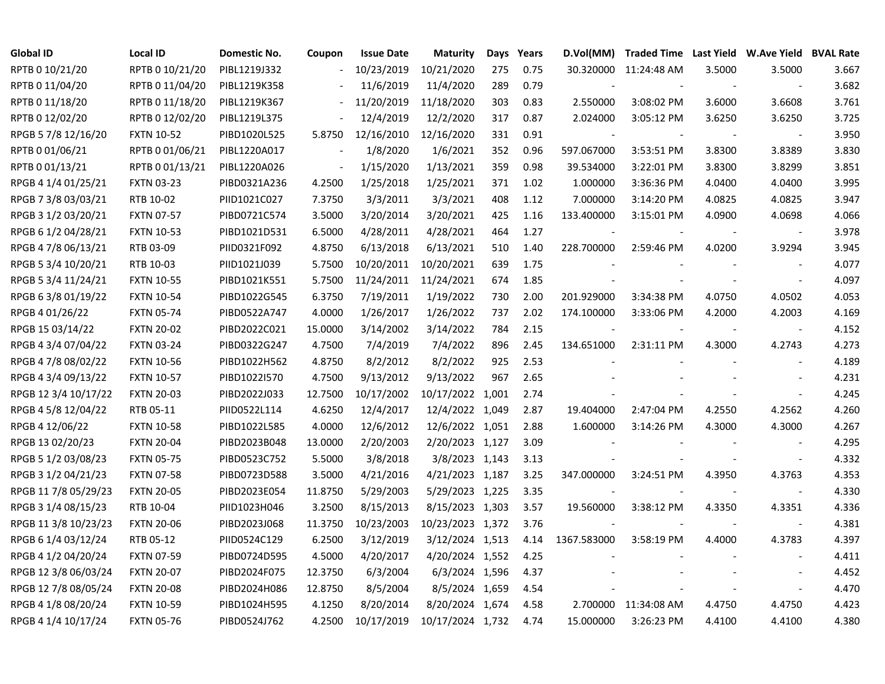| Global ID | Local ID | Domestic No. | Coupon | Issue Date | Maturity | Days | Years | D.Vol(MM) | Traded Time | Last Yield | W.Ave Yield | BVAL Rate |
|---|---|---|---|---|---|---|---|---|---|---|---|---|
| RPTB 0 10/21/20 | RPTB 0 10/21/20 | PIBL1219J332 | - | 10/23/2019 | 10/21/2020 | 275 | 0.75 | 30.320000 | 11:24:48 AM | 3.5000 | 3.5000 | 3.667 |
| RPTB 0 11/04/20 | RPTB 0 11/04/20 | PIBL1219K358 | - | 11/6/2019 | 11/4/2020 | 289 | 0.79 | - | - | - | - | 3.682 |
| RPTB 0 11/18/20 | RPTB 0 11/18/20 | PIBL1219K367 | - | 11/20/2019 | 11/18/2020 | 303 | 0.83 | 2.550000 | 3:08:02 PM | 3.6000 | 3.6608 | 3.761 |
| RPTB 0 12/02/20 | RPTB 0 12/02/20 | PIBL1219L375 | - | 12/4/2019 | 12/2/2020 | 317 | 0.87 | 2.024000 | 3:05:12 PM | 3.6250 | 3.6250 | 3.725 |
| RPGB 5 7/8 12/16/20 | FXTN 10-52 | PIBD1020L525 | 5.8750 | 12/16/2010 | 12/16/2020 | 331 | 0.91 | - | - | - | - | 3.950 |
| RPTB 0 01/06/21 | RPTB 0 01/06/21 | PIBL1220A017 | - | 1/8/2020 | 1/6/2021 | 352 | 0.96 | 597.067000 | 3:53:51 PM | 3.8300 | 3.8389 | 3.830 |
| RPTB 0 01/13/21 | RPTB 0 01/13/21 | PIBL1220A026 | - | 1/15/2020 | 1/13/2021 | 359 | 0.98 | 39.534000 | 3:22:01 PM | 3.8300 | 3.8299 | 3.851 |
| RPGB 4 1/4 01/25/21 | FXTN 03-23 | PIBD0321A236 | 4.2500 | 1/25/2018 | 1/25/2021 | 371 | 1.02 | 1.000000 | 3:36:36 PM | 4.0400 | 4.0400 | 3.995 |
| RPGB 7 3/8 03/03/21 | RTB 10-02 | PIID1021C027 | 7.3750 | 3/3/2011 | 3/3/2021 | 408 | 1.12 | 7.000000 | 3:14:20 PM | 4.0825 | 4.0825 | 3.947 |
| RPGB 3 1/2 03/20/21 | FXTN 07-57 | PIBD0721C574 | 3.5000 | 3/20/2014 | 3/20/2021 | 425 | 1.16 | 133.400000 | 3:15:01 PM | 4.0900 | 4.0698 | 4.066 |
| RPGB 6 1/2 04/28/21 | FXTN 10-53 | PIBD1021D531 | 6.5000 | 4/28/2011 | 4/28/2021 | 464 | 1.27 | - | - | - | - | 3.978 |
| RPGB 4 7/8 06/13/21 | RTB 03-09 | PIID0321F092 | 4.8750 | 6/13/2018 | 6/13/2021 | 510 | 1.40 | 228.700000 | 2:59:46 PM | 4.0200 | 3.9294 | 3.945 |
| RPGB 5 3/4 10/20/21 | RTB 10-03 | PIID1021J039 | 5.7500 | 10/20/2011 | 10/20/2021 | 639 | 1.75 | - | - | - | - | 4.077 |
| RPGB 5 3/4 11/24/21 | FXTN 10-55 | PIBD1021K551 | 5.7500 | 11/24/2011 | 11/24/2021 | 674 | 1.85 | - | - | - | - | 4.097 |
| RPGB 6 3/8 01/19/22 | FXTN 10-54 | PIBD1022G545 | 6.3750 | 7/19/2011 | 1/19/2022 | 730 | 2.00 | 201.929000 | 3:34:38 PM | 4.0750 | 4.0502 | 4.053 |
| RPGB 4 01/26/22 | FXTN 05-74 | PIBD0522A747 | 4.0000 | 1/26/2017 | 1/26/2022 | 737 | 2.02 | 174.100000 | 3:33:06 PM | 4.2000 | 4.2003 | 4.169 |
| RPGB 15 03/14/22 | FXTN 20-02 | PIBD2022C021 | 15.0000 | 3/14/2002 | 3/14/2022 | 784 | 2.15 | - | - | - | - | 4.152 |
| RPGB 4 3/4 07/04/22 | FXTN 03-24 | PIBD0322G247 | 4.7500 | 7/4/2019 | 7/4/2022 | 896 | 2.45 | 134.651000 | 2:31:11 PM | 4.3000 | 4.2743 | 4.273 |
| RPGB 4 7/8 08/02/22 | FXTN 10-56 | PIBD1022H562 | 4.8750 | 8/2/2012 | 8/2/2022 | 925 | 2.53 | - | - | - | - | 4.189 |
| RPGB 4 3/4 09/13/22 | FXTN 10-57 | PIBD1022I570 | 4.7500 | 9/13/2012 | 9/13/2022 | 967 | 2.65 | - | - | - | - | 4.231 |
| RPGB 12 3/4 10/17/22 | FXTN 20-03 | PIBD2022J033 | 12.7500 | 10/17/2002 | 10/17/2022 | 1,001 | 2.74 | - | - | - | - | 4.245 |
| RPGB 4 5/8 12/04/22 | RTB 05-11 | PIID0522L114 | 4.6250 | 12/4/2017 | 12/4/2022 | 1,049 | 2.87 | 19.404000 | 2:47:04 PM | 4.2550 | 4.2562 | 4.260 |
| RPGB 4 12/06/22 | FXTN 10-58 | PIBD1022L585 | 4.0000 | 12/6/2012 | 12/6/2022 | 1,051 | 2.88 | 1.600000 | 3:14:26 PM | 4.3000 | 4.3000 | 4.267 |
| RPGB 13 02/20/23 | FXTN 20-04 | PIBD2023B048 | 13.0000 | 2/20/2003 | 2/20/2023 | 1,127 | 3.09 | - | - | - | - | 4.295 |
| RPGB 5 1/2 03/08/23 | FXTN 05-75 | PIBD0523C752 | 5.5000 | 3/8/2018 | 3/8/2023 | 1,143 | 3.13 | - | - | - | - | 4.332 |
| RPGB 3 1/2 04/21/23 | FXTN 07-58 | PIBD0723D588 | 3.5000 | 4/21/2016 | 4/21/2023 | 1,187 | 3.25 | 347.000000 | 3:24:51 PM | 4.3950 | 4.3763 | 4.353 |
| RPGB 11 7/8 05/29/23 | FXTN 20-05 | PIBD2023E054 | 11.8750 | 5/29/2003 | 5/29/2023 | 1,225 | 3.35 | - | - | - | - | 4.330 |
| RPGB 3 1/4 08/15/23 | RTB 10-04 | PIID1023H046 | 3.2500 | 8/15/2013 | 8/15/2023 | 1,303 | 3.57 | 19.560000 | 3:38:12 PM | 4.3350 | 4.3351 | 4.336 |
| RPGB 11 3/8 10/23/23 | FXTN 20-06 | PIBD2023J068 | 11.3750 | 10/23/2003 | 10/23/2023 | 1,372 | 3.76 | - | - | - | - | 4.381 |
| RPGB 6 1/4 03/12/24 | RTB 05-12 | PIID0524C129 | 6.2500 | 3/12/2019 | 3/12/2024 | 1,513 | 4.14 | 1367.583000 | 3:58:19 PM | 4.4000 | 4.3783 | 4.397 |
| RPGB 4 1/2 04/20/24 | FXTN 07-59 | PIBD0724D595 | 4.5000 | 4/20/2017 | 4/20/2024 | 1,552 | 4.25 | - | - | - | - | 4.411 |
| RPGB 12 3/8 06/03/24 | FXTN 20-07 | PIBD2024F075 | 12.3750 | 6/3/2004 | 6/3/2024 | 1,596 | 4.37 | - | - | - | - | 4.452 |
| RPGB 12 7/8 08/05/24 | FXTN 20-08 | PIBD2024H086 | 12.8750 | 8/5/2004 | 8/5/2024 | 1,659 | 4.54 | - | - | - | - | 4.470 |
| RPGB 4 1/8 08/20/24 | FXTN 10-59 | PIBD1024H595 | 4.1250 | 8/20/2014 | 8/20/2024 | 1,674 | 4.58 | 2.700000 | 11:34:08 AM | 4.4750 | 4.4750 | 4.423 |
| RPGB 4 1/4 10/17/24 | FXTN 05-76 | PIBD0524J762 | 4.2500 | 10/17/2019 | 10/17/2024 | 1,732 | 4.74 | 15.000000 | 3:26:23 PM | 4.4100 | 4.4100 | 4.380 |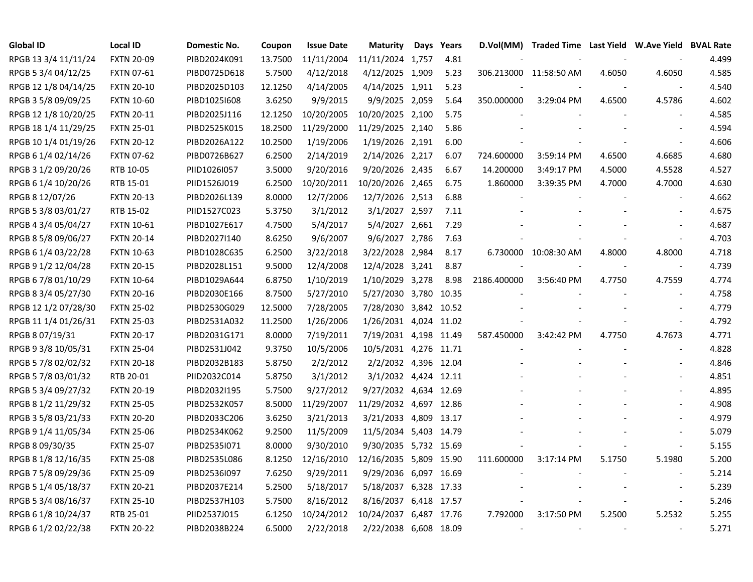| Global ID | Local ID | Domestic No. | Coupon | Issue Date | Maturity | Days | Years | D.Vol(MM) | Traded Time | Last Yield | W.Ave Yield | BVAL Rate |
|---|---|---|---|---|---|---|---|---|---|---|---|---|
| RPGB 13 3/4 11/11/24 | FXTN 20-09 | PIBD2024K091 | 13.7500 | 11/11/2004 | 11/11/2024 | 1,757 | 4.81 | - | - | - | - | 4.499 |
| RPGB 5 3/4 04/12/25 | FXTN 07-61 | PIBD0725D618 | 5.7500 | 4/12/2018 | 4/12/2025 | 1,909 | 5.23 | 306.213000 | 11:58:50 AM | 4.6050 | 4.6050 | 4.585 |
| RPGB 12 1/8 04/14/25 | FXTN 20-10 | PIBD2025D103 | 12.1250 | 4/14/2005 | 4/14/2025 | 1,911 | 5.23 | - | - | - | - | 4.540 |
| RPGB 3 5/8 09/09/25 | FXTN 10-60 | PIBD1025I608 | 3.6250 | 9/9/2015 | 9/9/2025 | 2,059 | 5.64 | 350.000000 | 3:29:04 PM | 4.6500 | 4.5786 | 4.602 |
| RPGB 12 1/8 10/20/25 | FXTN 20-11 | PIBD2025J116 | 12.1250 | 10/20/2005 | 10/20/2025 | 2,100 | 5.75 | - | - | - | - | 4.585 |
| RPGB 18 1/4 11/29/25 | FXTN 25-01 | PIBD2525K015 | 18.2500 | 11/29/2000 | 11/29/2025 | 2,140 | 5.86 | - | - | - | - | 4.594 |
| RPGB 10 1/4 01/19/26 | FXTN 20-12 | PIBD2026A122 | 10.2500 | 1/19/2006 | 1/19/2026 | 2,191 | 6.00 | - | - | - | - | 4.606 |
| RPGB 6 1/4 02/14/26 | FXTN 07-62 | PIBD0726B627 | 6.2500 | 2/14/2019 | 2/14/2026 | 2,217 | 6.07 | 724.600000 | 3:59:14 PM | 4.6500 | 4.6685 | 4.680 |
| RPGB 3 1/2 09/20/26 | RTB 10-05 | PIID1026I057 | 3.5000 | 9/20/2016 | 9/20/2026 | 2,435 | 6.67 | 14.200000 | 3:49:17 PM | 4.5000 | 4.5528 | 4.527 |
| RPGB 6 1/4 10/20/26 | RTB 15-01 | PIID1526J019 | 6.2500 | 10/20/2011 | 10/20/2026 | 2,465 | 6.75 | 1.860000 | 3:39:35 PM | 4.7000 | 4.7000 | 4.630 |
| RPGB 8 12/07/26 | FXTN 20-13 | PIBD2026L139 | 8.0000 | 12/7/2006 | 12/7/2026 | 2,513 | 6.88 | - | - | - | - | 4.662 |
| RPGB 5 3/8 03/01/27 | RTB 15-02 | PIID1527C023 | 5.3750 | 3/1/2012 | 3/1/2027 | 2,597 | 7.11 | - | - | - | - | 4.675 |
| RPGB 4 3/4 05/04/27 | FXTN 10-61 | PIBD1027E617 | 4.7500 | 5/4/2017 | 5/4/2027 | 2,661 | 7.29 | - | - | - | - | 4.687 |
| RPGB 8 5/8 09/06/27 | FXTN 20-14 | PIBD2027I140 | 8.6250 | 9/6/2007 | 9/6/2027 | 2,786 | 7.63 | - | - | - | - | 4.703 |
| RPGB 6 1/4 03/22/28 | FXTN 10-63 | PIBD1028C635 | 6.2500 | 3/22/2018 | 3/22/2028 | 2,984 | 8.17 | 6.730000 | 10:08:30 AM | 4.8000 | 4.8000 | 4.718 |
| RPGB 9 1/2 12/04/28 | FXTN 20-15 | PIBD2028L151 | 9.5000 | 12/4/2008 | 12/4/2028 | 3,241 | 8.87 | - | - | - | - | 4.739 |
| RPGB 6 7/8 01/10/29 | FXTN 10-64 | PIBD1029A644 | 6.8750 | 1/10/2019 | 1/10/2029 | 3,278 | 8.98 | 2186.400000 | 3:56:40 PM | 4.7750 | 4.7559 | 4.774 |
| RPGB 8 3/4 05/27/30 | FXTN 20-16 | PIBD2030E166 | 8.7500 | 5/27/2010 | 5/27/2030 | 3,780 | 10.35 | - | - | - | - | 4.758 |
| RPGB 12 1/2 07/28/30 | FXTN 25-02 | PIBD2530G029 | 12.5000 | 7/28/2005 | 7/28/2030 | 3,842 | 10.52 | - | - | - | - | 4.779 |
| RPGB 11 1/4 01/26/31 | FXTN 25-03 | PIBD2531A032 | 11.2500 | 1/26/2006 | 1/26/2031 | 4,024 | 11.02 | - | - | - | - | 4.792 |
| RPGB 8 07/19/31 | FXTN 20-17 | PIBD2031G171 | 8.0000 | 7/19/2011 | 7/19/2031 | 4,198 | 11.49 | 587.450000 | 3:42:42 PM | 4.7750 | 4.7673 | 4.771 |
| RPGB 9 3/8 10/05/31 | FXTN 25-04 | PIBD2531J042 | 9.3750 | 10/5/2006 | 10/5/2031 | 4,276 | 11.71 | - | - | - | - | 4.828 |
| RPGB 5 7/8 02/02/32 | FXTN 20-18 | PIBD2032B183 | 5.8750 | 2/2/2012 | 2/2/2032 | 4,396 | 12.04 | - | - | - | - | 4.846 |
| RPGB 5 7/8 03/01/32 | RTB 20-01 | PIID2032C014 | 5.8750 | 3/1/2012 | 3/1/2032 | 4,424 | 12.11 | - | - | - | - | 4.851 |
| RPGB 5 3/4 09/27/32 | FXTN 20-19 | PIBD2032I195 | 5.7500 | 9/27/2012 | 9/27/2032 | 4,634 | 12.69 | - | - | - | - | 4.895 |
| RPGB 8 1/2 11/29/32 | FXTN 25-05 | PIBD2532K057 | 8.5000 | 11/29/2007 | 11/29/2032 | 4,697 | 12.86 | - | - | - | - | 4.908 |
| RPGB 3 5/8 03/21/33 | FXTN 20-20 | PIBD2033C206 | 3.6250 | 3/21/2013 | 3/21/2033 | 4,809 | 13.17 | - | - | - | - | 4.979 |
| RPGB 9 1/4 11/05/34 | FXTN 25-06 | PIBD2534K062 | 9.2500 | 11/5/2009 | 11/5/2034 | 5,403 | 14.79 | - | - | - | - | 5.079 |
| RPGB 8 09/30/35 | FXTN 25-07 | PIBD2535I071 | 8.0000 | 9/30/2010 | 9/30/2035 | 5,732 | 15.69 | - | - | - | - | 5.155 |
| RPGB 8 1/8 12/16/35 | FXTN 25-08 | PIBD2535L086 | 8.1250 | 12/16/2010 | 12/16/2035 | 5,809 | 15.90 | 111.600000 | 3:17:14 PM | 5.1750 | 5.1980 | 5.200 |
| RPGB 7 5/8 09/29/36 | FXTN 25-09 | PIBD2536I097 | 7.6250 | 9/29/2011 | 9/29/2036 | 6,097 | 16.69 | - | - | - | - | 5.214 |
| RPGB 5 1/4 05/18/37 | FXTN 20-21 | PIBD2037E214 | 5.2500 | 5/18/2017 | 5/18/2037 | 6,328 | 17.33 | - | - | - | - | 5.239 |
| RPGB 5 3/4 08/16/37 | FXTN 25-10 | PIBD2537H103 | 5.7500 | 8/16/2012 | 8/16/2037 | 6,418 | 17.57 | - | - | - | - | 5.246 |
| RPGB 6 1/8 10/24/37 | RTB 25-01 | PIID2537J015 | 6.1250 | 10/24/2012 | 10/24/2037 | 6,487 | 17.76 | 7.792000 | 3:17:50 PM | 5.2500 | 5.2532 | 5.255 |
| RPGB 6 1/2 02/22/38 | FXTN 20-22 | PIBD2038B224 | 6.5000 | 2/22/2018 | 2/22/2038 | 6,608 | 18.09 | - | - | - | - | 5.271 |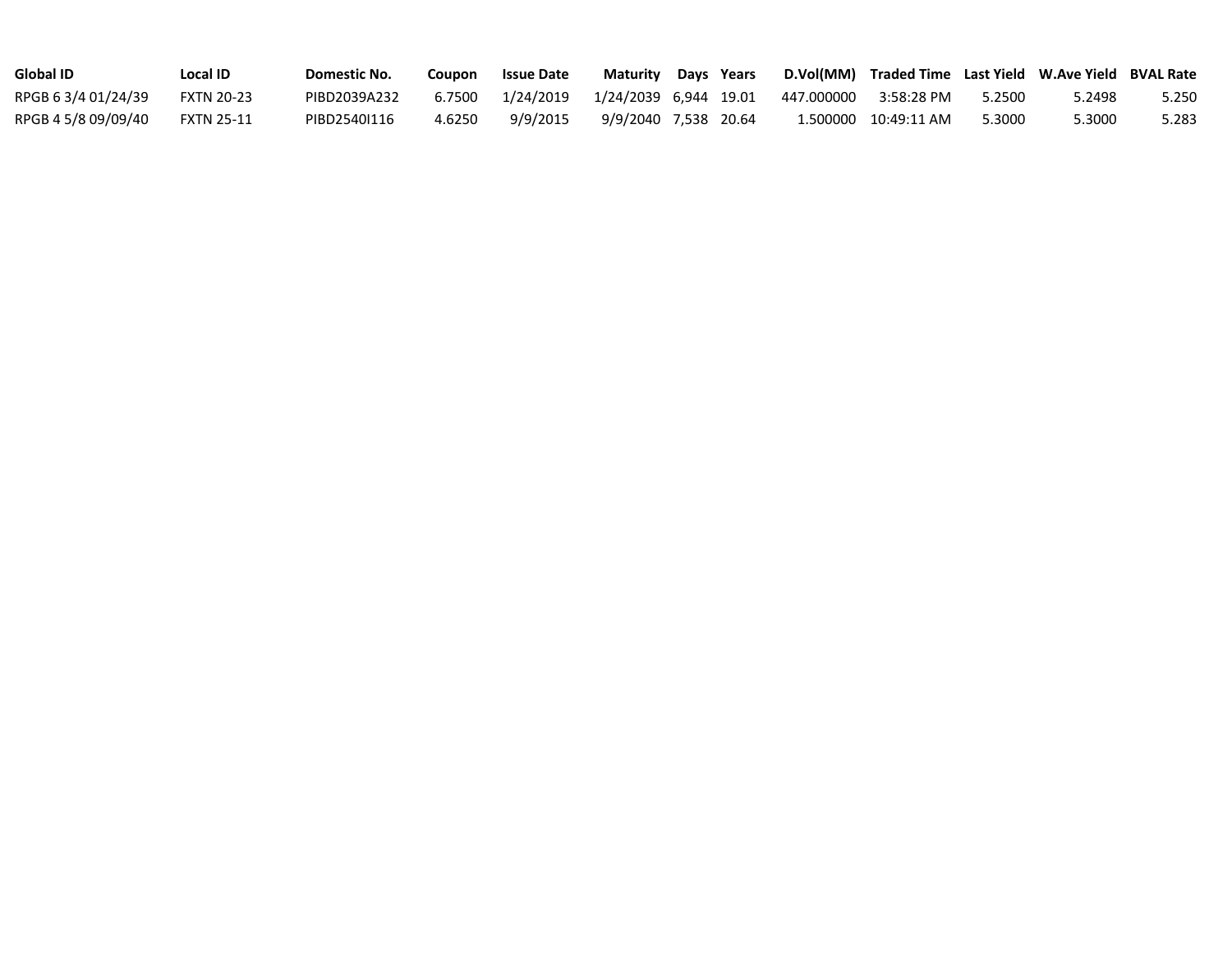| Global ID | Local ID | Domestic No. | Coupon | Issue Date | Maturity | Days | Years | D.Vol(MM) | Traded Time | Last Yield | W.Ave Yield | BVAL Rate |
|---|---|---|---|---|---|---|---|---|---|---|---|---|
| RPGB 6 3/4 01/24/39 | FXTN 20-23 | PIBD2039A232 | 6.7500 | 1/24/2019 | 1/24/2039 | 6,944 | 19.01 | 447.000000 | 3:58:28 PM | 5.2500 | 5.2498 | 5.250 |
| RPGB 4 5/8 09/09/40 | FXTN 25-11 | PIBD2540I116 | 4.6250 | 9/9/2015 | 9/9/2040 | 7,538 | 20.64 | 1.500000 | 10:49:11 AM | 5.3000 | 5.3000 | 5.283 |